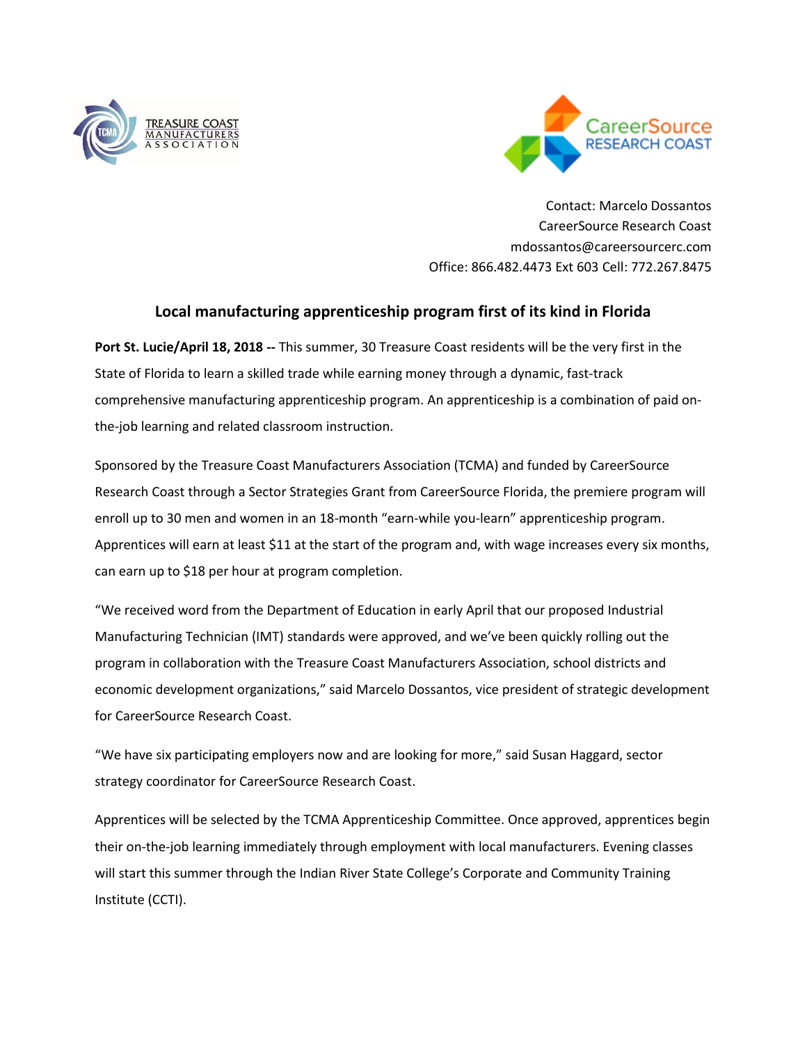Contact: Marcelo Dossantos
CareerSource Research Coast
mdossantos@careersourcerc.com
Office: 866.482.4473 Ext 603 Cell: 772.267.8475

## Local manufacturing apprenticeship program first of its kind in Florida

**Port St. Lucie/April 18, 2018 --** This summer, 30 Treasure Coast residents will be the very first in the State of Florida to learn a skilled trade while earning money through a dynamic, fast-track comprehensive manufacturing apprenticeship program. An apprenticeship is a combination of paid on-the-job learning and related classroom instruction.

Sponsored by the Treasure Coast Manufacturers Association (TCMA) and funded by CareerSource Research Coast through a Sector Strategies Grant from CareerSource Florida, the premiere program will enroll up to 30 men and women in an 18-month "earn-while you-learn" apprenticeship program. Apprentices will earn at least $11 at the start of the program and, with wage increases every six months, can earn up to $18 per hour at program completion.

"We received word from the Department of Education in early April that our proposed Industrial Manufacturing Technician (IMT) standards were approved, and we've been quickly rolling out the program in collaboration with the Treasure Coast Manufacturers Association, school districts and economic development organizations," said Marcelo Dossantos, vice president of strategic development for CareerSource Research Coast.

"We have six participating employers now and are looking for more," said Susan Haggard, sector strategy coordinator for CareerSource Research Coast.

Apprentices will be selected by the TCMA Apprenticeship Committee. Once approved, apprentices begin their on-the-job learning immediately through employment with local manufacturers. Evening classes will start this summer through the Indian River State College's Corporate and Community Training Institute (CCTI).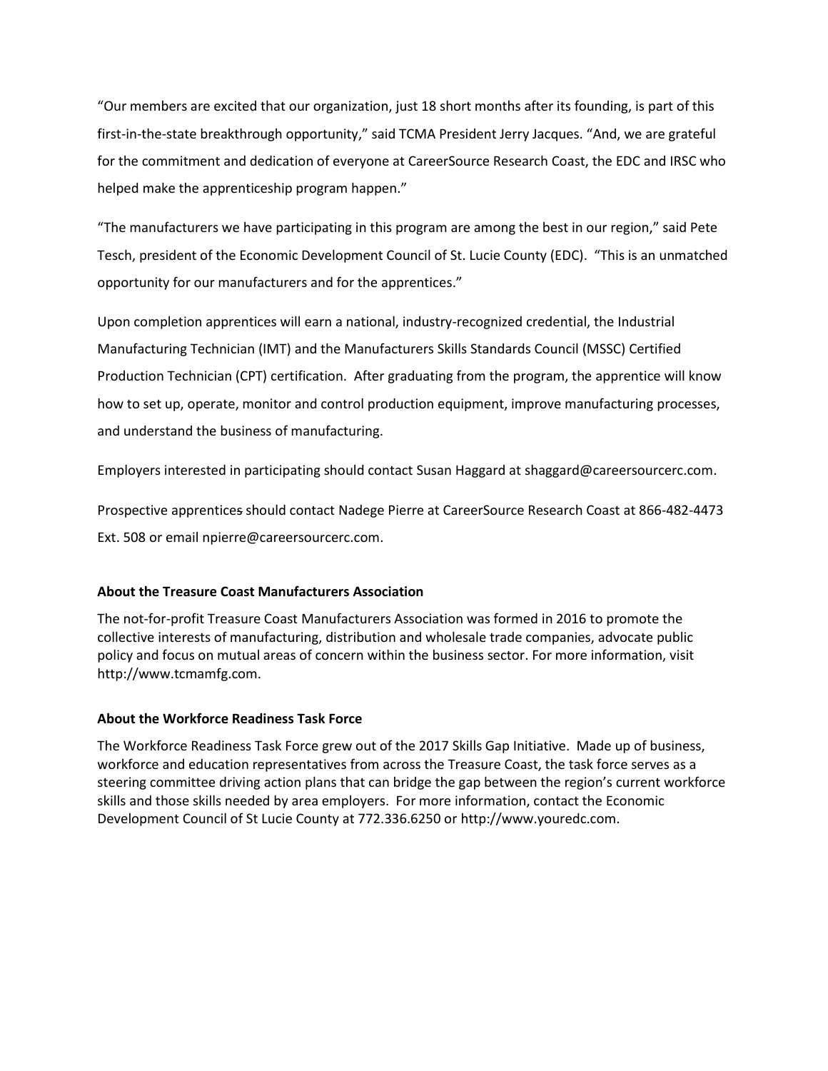"Our members are excited that our organization, just 18 short months after its founding, is part of this first-in-the-state breakthrough opportunity," said TCMA President Jerry Jacques. "And, we are grateful for the commitment and dedication of everyone at CareerSource Research Coast, the EDC and IRSC who helped make the apprenticeship program happen."

"The manufacturers we have participating in this program are among the best in our region," said Pete Tesch, president of the Economic Development Council of St. Lucie County (EDC). "This is an unmatched opportunity for our manufacturers and for the apprentices."

Upon completion apprentices will earn a national, industry-recognized credential, the Industrial Manufacturing Technician (IMT) and the Manufacturers Skills Standards Council (MSSC) Certified Production Technician (CPT) certification. After graduating from the program, the apprentice will know how to set up, operate, monitor and control production equipment, improve manufacturing processes, and understand the business of manufacturing.

Employers interested in participating should contact Susan Haggard at shaggard@careersourcerc.com.

Prospective apprentices should contact Nadege Pierre at CareerSource Research Coast at 866-482-4473 Ext. 508 or email npierre@careersourcerc.com.

**About the Treasure Coast Manufacturers Association**

The not-for-profit Treasure Coast Manufacturers Association was formed in 2016 to promote the collective interests of manufacturing, distribution and wholesale trade companies, advocate public policy and focus on mutual areas of concern within the business sector. For more information, visit http://www.tcmamfg.com.

**About the Workforce Readiness Task Force**

The Workforce Readiness Task Force grew out of the 2017 Skills Gap Initiative. Made up of business, workforce and education representatives from across the Treasure Coast, the task force serves as a steering committee driving action plans that can bridge the gap between the region's current workforce skills and those skills needed by area employers. For more information, contact the Economic Development Council of St Lucie County at 772.336.6250 or http://www.youredc.com.